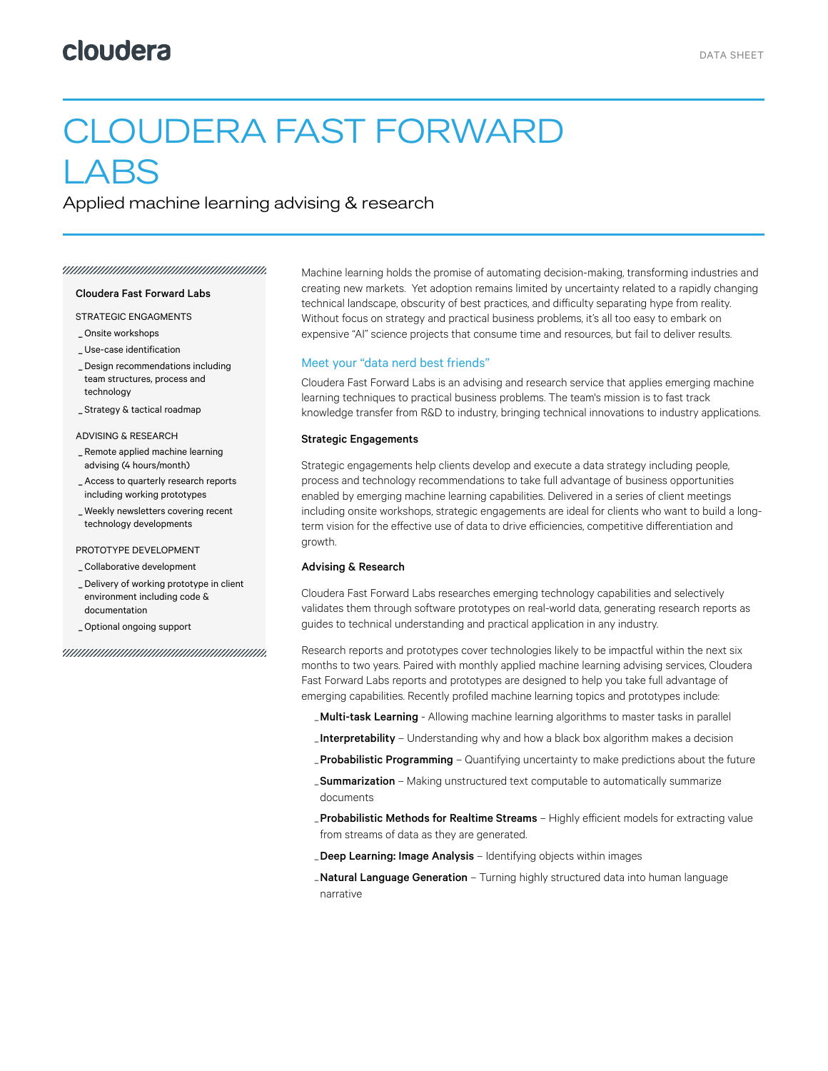cloudera

DATA SHEET

# CLOUDERA FAST FORWARD LABS

Applied machine learning advising & research

**Cloudera Fast Forward Labs**

STRATEGIC ENGAGMENTS

- Onsite workshops
- Use-case identification
- Design recommendations including team structures, process and technology
- Strategy & tactical roadmap

ADVISING & RESEARCH

- Remote applied machine learning advising (4 hours/month)
- Access to quarterly research reports including working prototypes
- Weekly newsletters covering recent technology developments

PROTOTYPE DEVELOPMENT

- Collaborative development
- Delivery of working prototype in client environment including code & documentation
- Optional ongoing support

Machine learning holds the promise of automating decision-making, transforming industries and creating new markets. Yet adoption remains limited by uncertainty related to a rapidly changing technical landscape, obscurity of best practices, and difficulty separating hype from reality. Without focus on strategy and practical business problems, it's all too easy to embark on expensive "AI" science projects that consume time and resources, but fail to deliver results.

## Meet your "data nerd best friends"

Cloudera Fast Forward Labs is an advising and research service that applies emerging machine learning techniques to practical business problems. The team's mission is to fast track knowledge transfer from R&D to industry, bringing technical innovations to industry applications.

### Strategic Engagements

Strategic engagements help clients develop and execute a data strategy including people, process and technology recommendations to take full advantage of business opportunities enabled by emerging machine learning capabilities. Delivered in a series of client meetings including onsite workshops, strategic engagements are ideal for clients who want to build a long-term vision for the effective use of data to drive efficiencies, competitive differentiation and growth.

### Advising & Research

Cloudera Fast Forward Labs researches emerging technology capabilities and selectively validates them through software prototypes on real-world data, generating research reports as guides to technical understanding and practical application in any industry.

Research reports and prototypes cover technologies likely to be impactful within the next six months to two years. Paired with monthly applied machine learning advising services, Cloudera Fast Forward Labs reports and prototypes are designed to help you take full advantage of emerging capabilities. Recently profiled machine learning topics and prototypes include:

- **Multi-task Learning** - Allowing machine learning algorithms to master tasks in parallel
- **Interpretability** – Understanding why and how a black box algorithm makes a decision
- **Probabilistic Programming** – Quantifying uncertainty to make predictions about the future
- **Summarization** – Making unstructured text computable to automatically summarize documents
- **Probabilistic Methods for Realtime Streams** – Highly efficient models for extracting value from streams of data as they are generated.
- **Deep Learning: Image Analysis** – Identifying objects within images
- **Natural Language Generation** – Turning highly structured data into human language narrative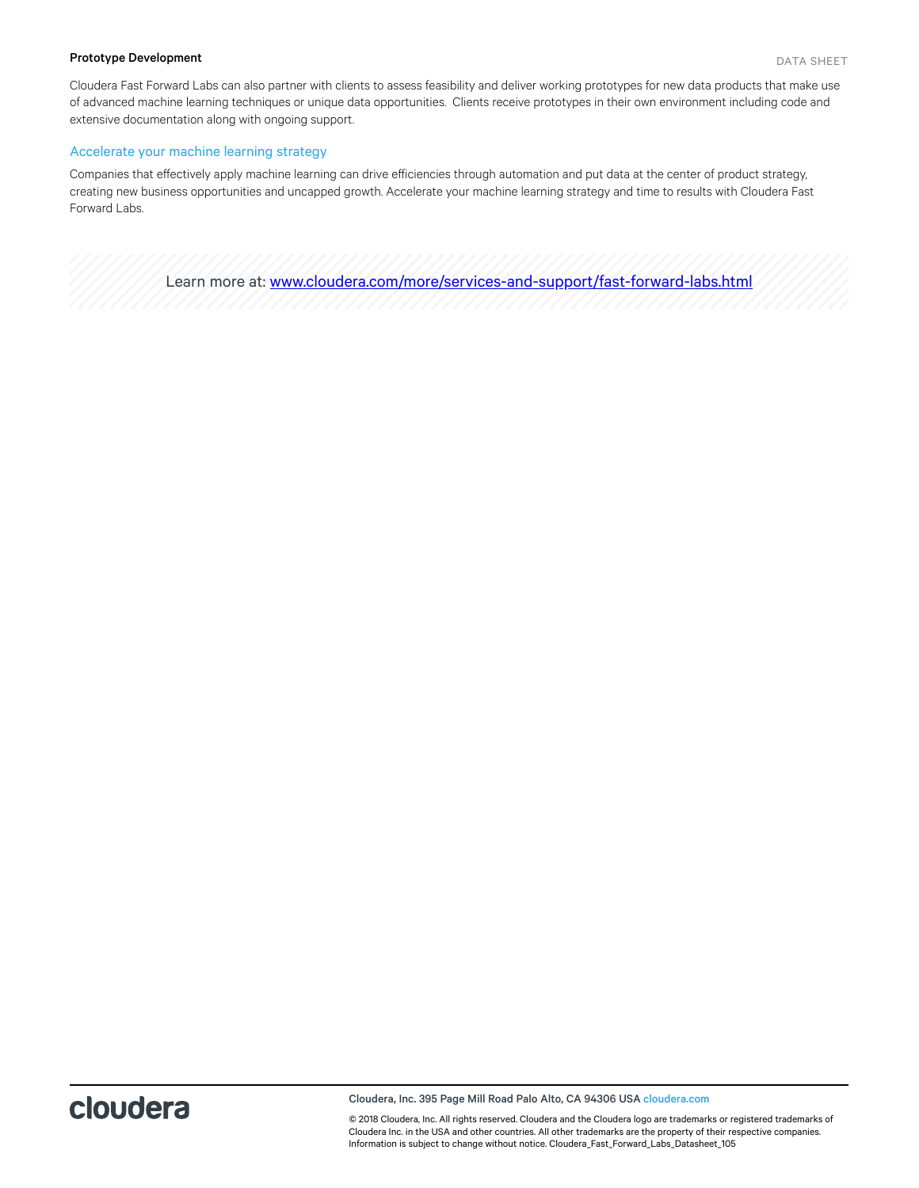### Prototype Development

Cloudera Fast Forward Labs can also partner with clients to assess feasibility and deliver working prototypes for new data products that make use of advanced machine learning techniques or unique data opportunities. Clients receive prototypes in their own environment including code and extensive documentation along with ongoing support.

## Accelerate your machine learning strategy

Companies that effectively apply machine learning can drive efficiencies through automation and put data at the center of product strategy, creating new business opportunities and uncapped growth. Accelerate your machine learning strategy and time to results with Cloudera Fast Forward Labs.

Learn more at: [www.cloudera.com/more/services-and-support/fast-forward-labs.html](www.cloudera.com/more/services-and-support/fast-forward-labs.html)

cloudera

**Cloudera, Inc. 395 Page Mill Road Palo Alto, CA 94306 USA** cloudera.com

© 2018 Cloudera, Inc. All rights reserved. Cloudera and the Cloudera logo are trademarks or registered trademarks of Cloudera Inc. in the USA and other countries. All other trademarks are the property of their respective companies. Information is subject to change without notice. Cloudera_Fast_Forward_Labs_Datasheet_105